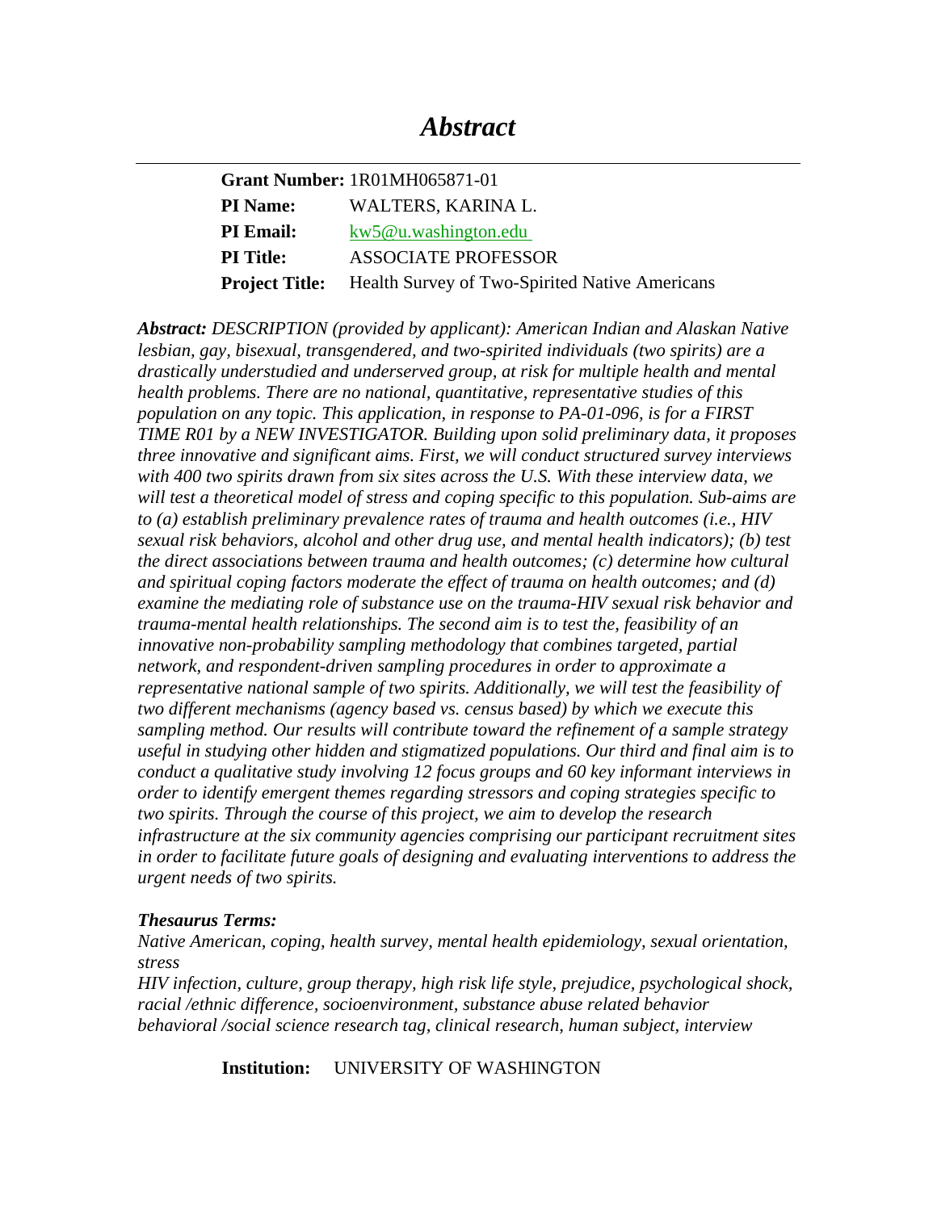# *Abstract*

---

| | |
|---|---|
| **Grant Number:** | 1R01MH065871-01 |
| **PI Name:** | WALTERS, KARINA L. |
| **PI Email:** | kw5@u.washington.edu |
| **PI Title:** | ASSOCIATE PROFESSOR |
| **Project Title:** | Health Survey of Two-Spirited Native Americans |

***Abstract:*** *DESCRIPTION (provided by applicant): American Indian and Alaskan Native lesbian, gay, bisexual, transgendered, and two-spirited individuals (two spirits) are a drastically understudied and underserved group, at risk for multiple health and mental health problems. There are no national, quantitative, representative studies of this population on any topic. This application, in response to PA-01-096, is for a FIRST TIME R01 by a NEW INVESTIGATOR. Building upon solid preliminary data, it proposes three innovative and significant aims. First, we will conduct structured survey interviews with 400 two spirits drawn from six sites across the U.S. With these interview data, we will test a theoretical model of stress and coping specific to this population. Sub-aims are to (a) establish preliminary prevalence rates of trauma and health outcomes (i.e., HIV sexual risk behaviors, alcohol and other drug use, and mental health indicators); (b) test the direct associations between trauma and health outcomes; (c) determine how cultural and spiritual coping factors moderate the effect of trauma on health outcomes; and (d) examine the mediating role of substance use on the trauma-HIV sexual risk behavior and trauma-mental health relationships. The second aim is to test the, feasibility of an innovative non-probability sampling methodology that combines targeted, partial network, and respondent-driven sampling procedures in order to approximate a representative national sample of two spirits. Additionally, we will test the feasibility of two different mechanisms (agency based vs. census based) by which we execute this sampling method. Our results will contribute toward the refinement of a sample strategy useful in studying other hidden and stigmatized populations. Our third and final aim is to conduct a qualitative study involving 12 focus groups and 60 key informant interviews in order to identify emergent themes regarding stressors and coping strategies specific to two spirits. Through the course of this project, we aim to develop the research infrastructure at the six community agencies comprising our participant recruitment sites in order to facilitate future goals of designing and evaluating interventions to address the urgent needs of two spirits.*

***Thesaurus Terms:***
*Native American, coping, health survey, mental health epidemiology, sexual orientation, stress*
*HIV infection, culture, group therapy, high risk life style, prejudice, psychological shock, racial /ethnic difference, socioenvironment, substance abuse related behavior*
*behavioral /social science research tag, clinical research, human subject, interview*

**Institution:** UNIVERSITY OF WASHINGTON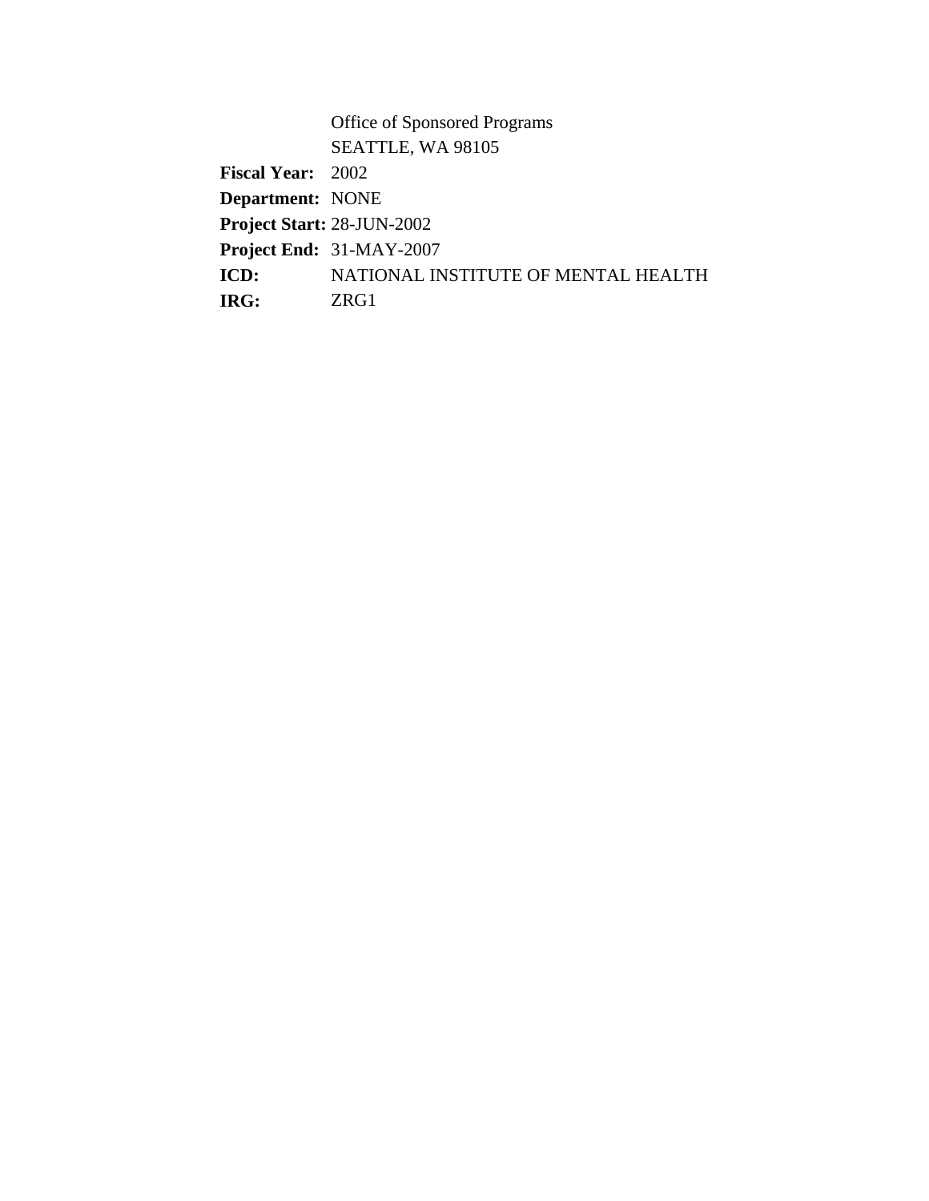Office of Sponsored Programs
SEATTLE, WA 98105

**Fiscal Year:** 2002
**Department:** NONE
**Project Start:** 28-JUN-2002
**Project End:** 31-MAY-2007
**ICD:** NATIONAL INSTITUTE OF MENTAL HEALTH
**IRG:** ZRG1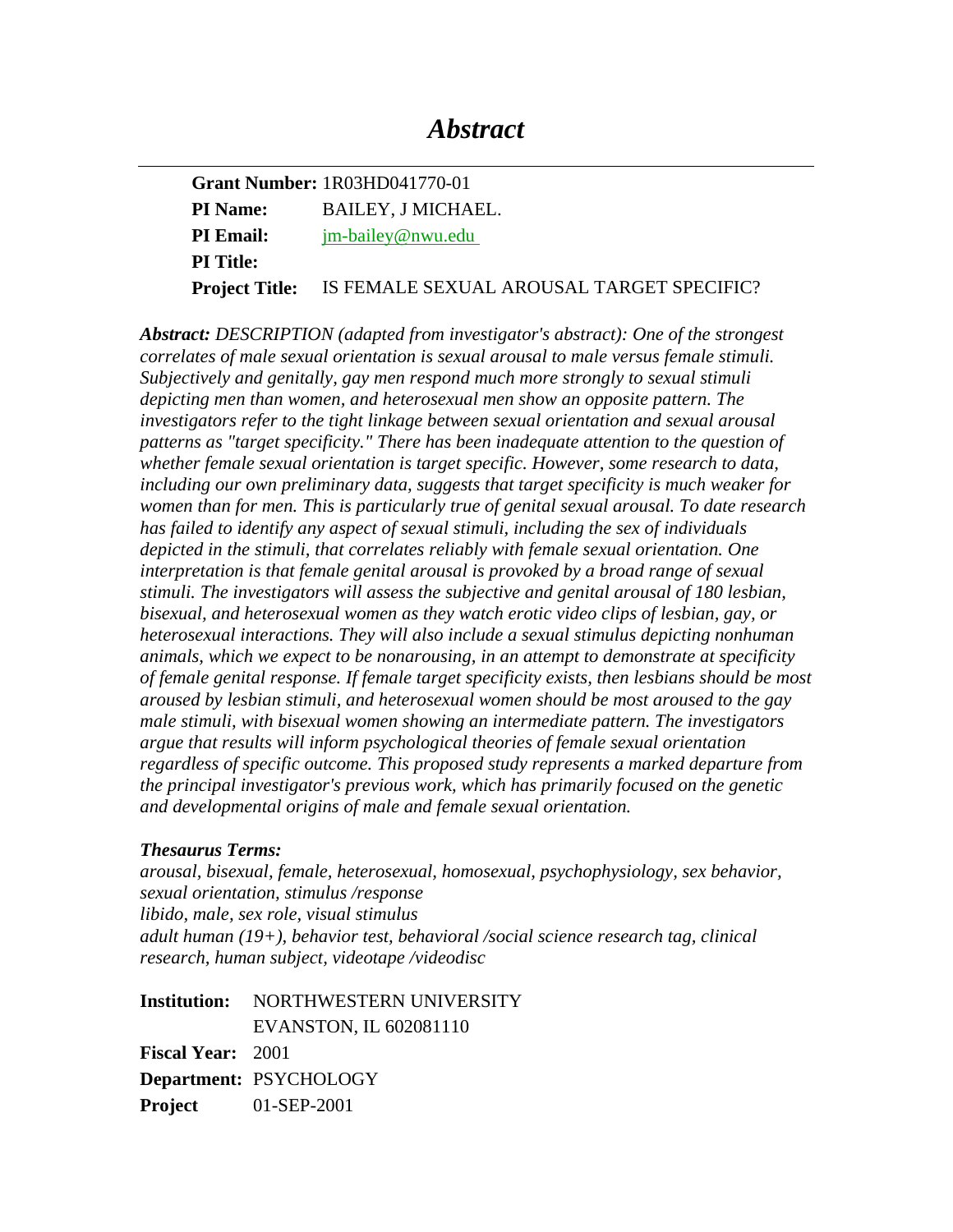# *Abstract*

---

| | |
|---|---|
| **Grant Number:** | 1R03HD041770-01 |
| **PI Name:** | BAILEY, J MICHAEL. |
| **PI Email:** | jm-bailey@nwu.edu |
| **PI Title:** | |
| **Project Title:** | IS FEMALE SEXUAL AROUSAL TARGET SPECIFIC? |

***Abstract:*** *DESCRIPTION (adapted from investigator's abstract): One of the strongest correlates of male sexual orientation is sexual arousal to male versus female stimuli. Subjectively and genitally, gay men respond much more strongly to sexual stimuli depicting men than women, and heterosexual men show an opposite pattern. The investigators refer to the tight linkage between sexual orientation and sexual arousal patterns as "target specificity." There has been inadequate attention to the question of whether female sexual orientation is target specific. However, some research to data, including our own preliminary data, suggests that target specificity is much weaker for women than for men. This is particularly true of genital sexual arousal. To date research has failed to identify any aspect of sexual stimuli, including the sex of individuals depicted in the stimuli, that correlates reliably with female sexual orientation. One interpretation is that female genital arousal is provoked by a broad range of sexual stimuli. The investigators will assess the subjective and genital arousal of 180 lesbian, bisexual, and heterosexual women as they watch erotic video clips of lesbian, gay, or heterosexual interactions. They will also include a sexual stimulus depicting nonhuman animals, which we expect to be nonarousing, in an attempt to demonstrate at specificity of female genital response. If female target specificity exists, then lesbians should be most aroused by lesbian stimuli, and heterosexual women should be most aroused to the gay male stimuli, with bisexual women showing an intermediate pattern. The investigators argue that results will inform psychological theories of female sexual orientation regardless of specific outcome. This proposed study represents a marked departure from the principal investigator's previous work, which has primarily focused on the genetic and developmental origins of male and female sexual orientation.*

***Thesaurus Terms:***
*arousal, bisexual, female, heterosexual, homosexual, psychophysiology, sex behavior, sexual orientation, stimulus /response*
*libido, male, sex role, visual stimulus*
*adult human (19+), behavior test, behavioral /social science research tag, clinical research, human subject, videotape /videodisc*

| | |
|---|---|
| **Institution:** | NORTHWESTERN UNIVERSITY |
| | EVANSTON, IL 602081110 |
| **Fiscal Year:** | 2001 |
| **Department:** | PSYCHOLOGY |
| **Project** | 01-SEP-2001 |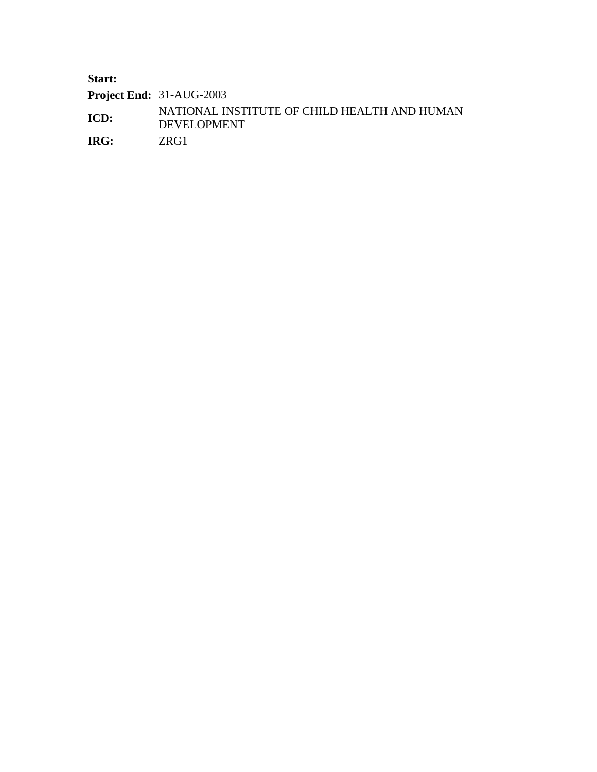| | |
|---|---|
| **Start:** | |
| **Project End:** | 31-AUG-2003 |
| **ICD:** | NATIONAL INSTITUTE OF CHILD HEALTH AND HUMAN DEVELOPMENT |
| **IRG:** | ZRG1 |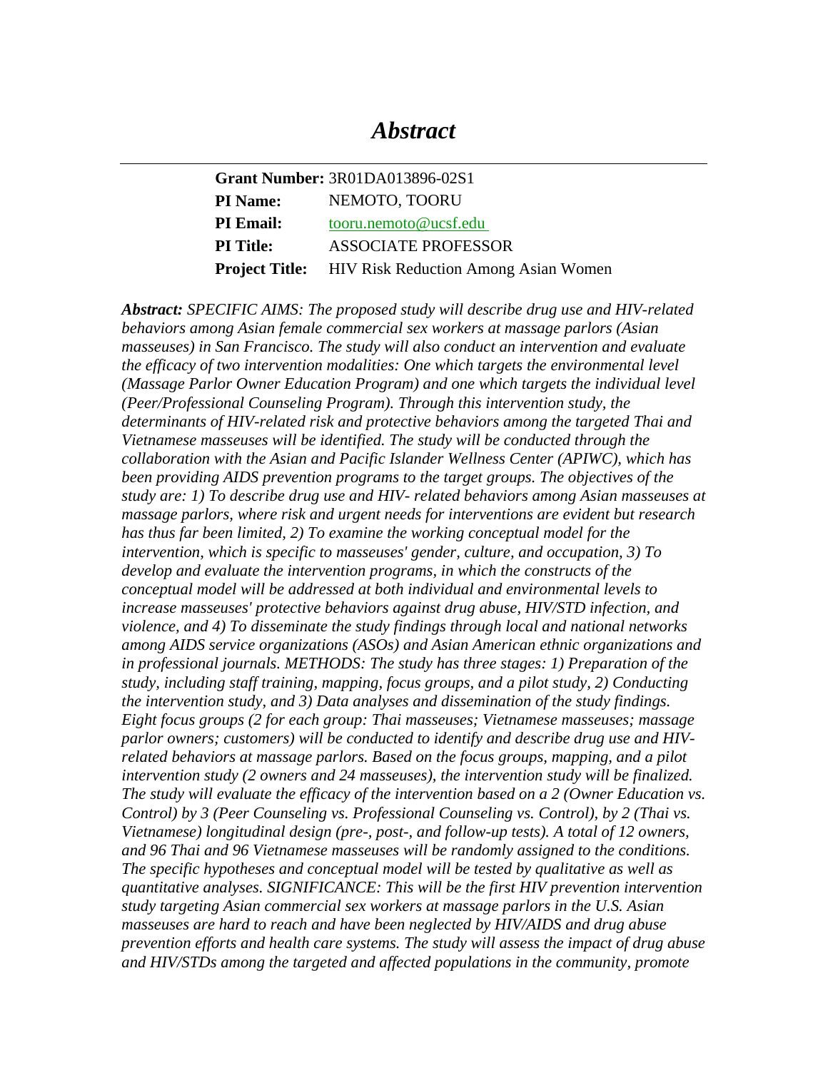# *Abstract*

**Grant Number:** 3R01DA013896-02S1
**PI Name:** NEMOTO, TOORU
**PI Email:** tooru.nemoto@ucsf.edu
**PI Title:** ASSOCIATE PROFESSOR
**Project Title:** HIV Risk Reduction Among Asian Women

***Abstract:*** *SPECIFIC AIMS: The proposed study will describe drug use and HIV-related behaviors among Asian female commercial sex workers at massage parlors (Asian masseuses) in San Francisco. The study will also conduct an intervention and evaluate the efficacy of two intervention modalities: One which targets the environmental level (Massage Parlor Owner Education Program) and one which targets the individual level (Peer/Professional Counseling Program). Through this intervention study, the determinants of HIV-related risk and protective behaviors among the targeted Thai and Vietnamese masseuses will be identified. The study will be conducted through the collaboration with the Asian and Pacific Islander Wellness Center (APIWC), which has been providing AIDS prevention programs to the target groups. The objectives of the study are: 1) To describe drug use and HIV- related behaviors among Asian masseuses at massage parlors, where risk and urgent needs for interventions are evident but research has thus far been limited, 2) To examine the working conceptual model for the intervention, which is specific to masseuses' gender, culture, and occupation, 3) To develop and evaluate the intervention programs, in which the constructs of the conceptual model will be addressed at both individual and environmental levels to increase masseuses' protective behaviors against drug abuse, HIV/STD infection, and violence, and 4) To disseminate the study findings through local and national networks among AIDS service organizations (ASOs) and Asian American ethnic organizations and in professional journals. METHODS: The study has three stages: 1) Preparation of the study, including staff training, mapping, focus groups, and a pilot study, 2) Conducting the intervention study, and 3) Data analyses and dissemination of the study findings. Eight focus groups (2 for each group: Thai masseuses; Vietnamese masseuses; massage parlor owners; customers) will be conducted to identify and describe drug use and HIV-related behaviors at massage parlors. Based on the focus groups, mapping, and a pilot intervention study (2 owners and 24 masseuses), the intervention study will be finalized. The study will evaluate the efficacy of the intervention based on a 2 (Owner Education vs. Control) by 3 (Peer Counseling vs. Professional Counseling vs. Control), by 2 (Thai vs. Vietnamese) longitudinal design (pre-, post-, and follow-up tests). A total of 12 owners, and 96 Thai and 96 Vietnamese masseuses will be randomly assigned to the conditions. The specific hypotheses and conceptual model will be tested by qualitative as well as quantitative analyses. SIGNIFICANCE: This will be the first HIV prevention intervention study targeting Asian commercial sex workers at massage parlors in the U.S. Asian masseuses are hard to reach and have been neglected by HIV/AIDS and drug abuse prevention efforts and health care systems. The study will assess the impact of drug abuse and HIV/STDs among the targeted and affected populations in the community, promote*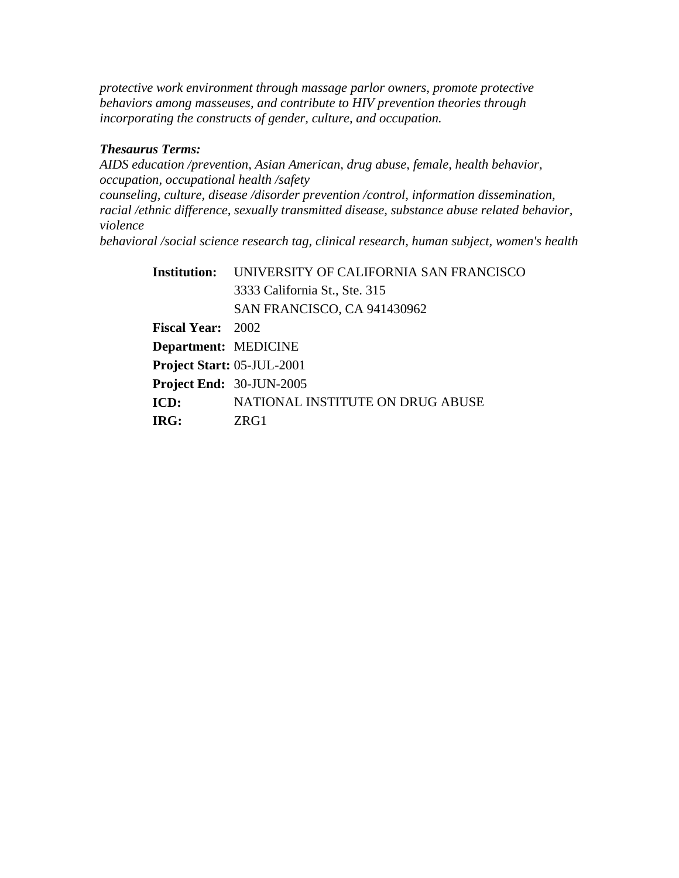*protective work environment through massage parlor owners, promote protective behaviors among masseuses, and contribute to HIV prevention theories through incorporating the constructs of gender, culture, and occupation.*

***Thesaurus Terms:***

*AIDS education /prevention, Asian American, drug abuse, female, health behavior, occupation, occupational health /safety*
*counseling, culture, disease /disorder prevention /control, information dissemination, racial /ethnic difference, sexually transmitted disease, substance abuse related behavior, violence*
*behavioral /social science research tag, clinical research, human subject, women's health*

| | |
|---|---|
| **Institution:** | UNIVERSITY OF CALIFORNIA SAN FRANCISCO |
| | 3333 California St., Ste. 315 |
| | SAN FRANCISCO, CA 941430962 |
| **Fiscal Year:** | 2002 |
| **Department:** | MEDICINE |
| **Project Start:** | 05-JUL-2001 |
| **Project End:** | 30-JUN-2005 |
| **ICD:** | NATIONAL INSTITUTE ON DRUG ABUSE |
| **IRG:** | ZRG1 |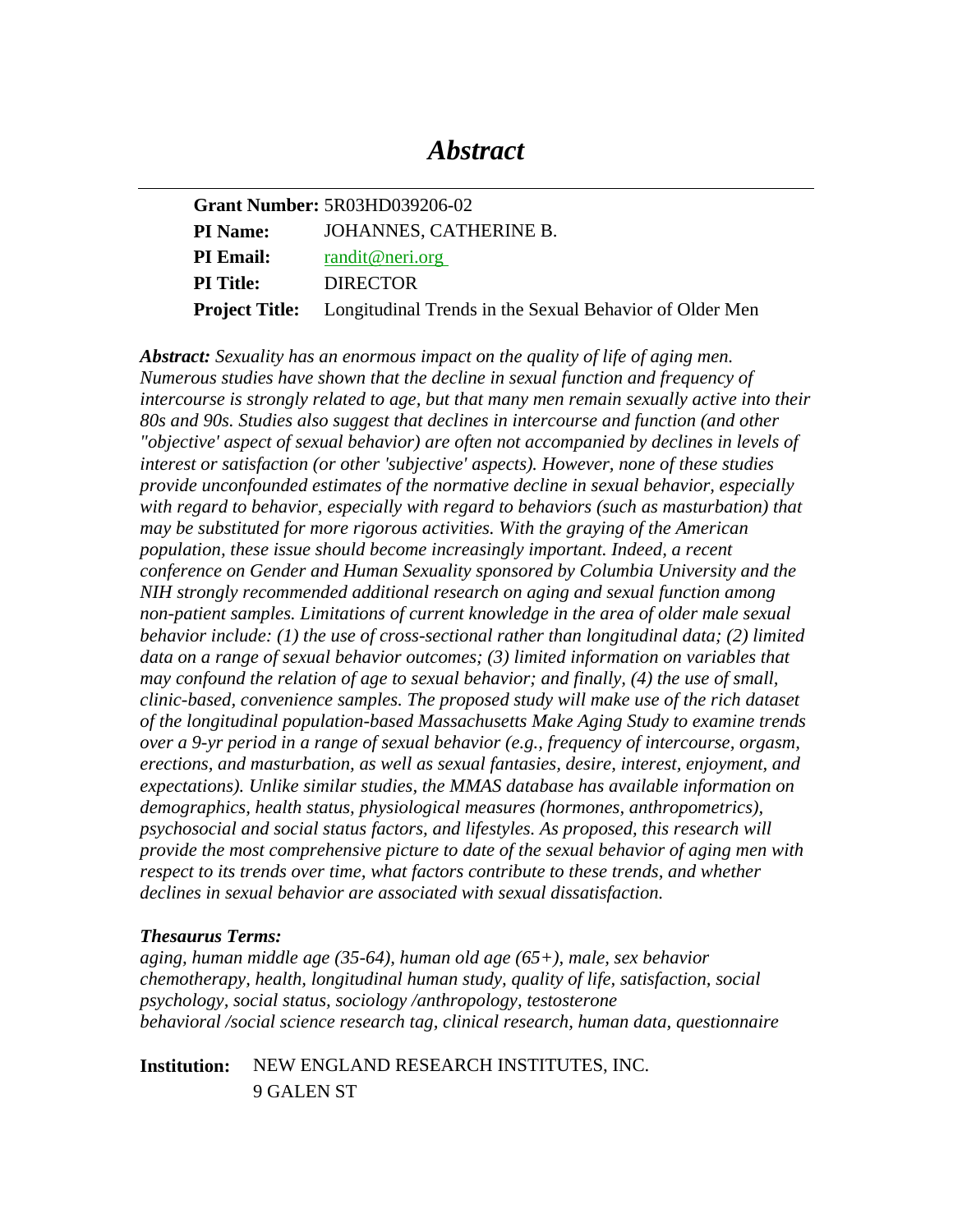# *Abstract*

| | |
|---|---|
| **Grant Number:** | 5R03HD039206-02 |
| **PI Name:** | JOHANNES, CATHERINE B. |
| **PI Email:** | randit@neri.org |
| **PI Title:** | DIRECTOR |
| **Project Title:** | Longitudinal Trends in the Sexual Behavior of Older Men |

***Abstract:*** *Sexuality has an enormous impact on the quality of life of aging men. Numerous studies have shown that the decline in sexual function and frequency of intercourse is strongly related to age, but that many men remain sexually active into their 80s and 90s. Studies also suggest that declines in intercourse and function (and other "objective' aspect of sexual behavior) are often not accompanied by declines in levels of interest or satisfaction (or other 'subjective' aspects). However, none of these studies provide unconfounded estimates of the normative decline in sexual behavior, especially with regard to behavior, especially with regard to behaviors (such as masturbation) that may be substituted for more rigorous activities. With the graying of the American population, these issue should become increasingly important. Indeed, a recent conference on Gender and Human Sexuality sponsored by Columbia University and the NIH strongly recommended additional research on aging and sexual function among non-patient samples. Limitations of current knowledge in the area of older male sexual behavior include: (1) the use of cross-sectional rather than longitudinal data; (2) limited data on a range of sexual behavior outcomes; (3) limited information on variables that may confound the relation of age to sexual behavior; and finally, (4) the use of small, clinic-based, convenience samples. The proposed study will make use of the rich dataset of the longitudinal population-based Massachusetts Make Aging Study to examine trends over a 9-yr period in a range of sexual behavior (e.g., frequency of intercourse, orgasm, erections, and masturbation, as well as sexual fantasies, desire, interest, enjoyment, and expectations). Unlike similar studies, the MMAS database has available information on demographics, health status, physiological measures (hormones, anthropometrics), psychosocial and social status factors, and lifestyles. As proposed, this research will provide the most comprehensive picture to date of the sexual behavior of aging men with respect to its trends over time, what factors contribute to these trends, and whether declines in sexual behavior are associated with sexual dissatisfaction.*

***Thesaurus Terms:***
*aging, human middle age (35-64), human old age (65+), male, sex behavior*
*chemotherapy, health, longitudinal human study, quality of life, satisfaction, social psychology, social status, sociology /anthropology, testosterone*
*behavioral /social science research tag, clinical research, human data, questionnaire*

**Institution:** NEW ENGLAND RESEARCH INSTITUTES, INC.
9 GALEN ST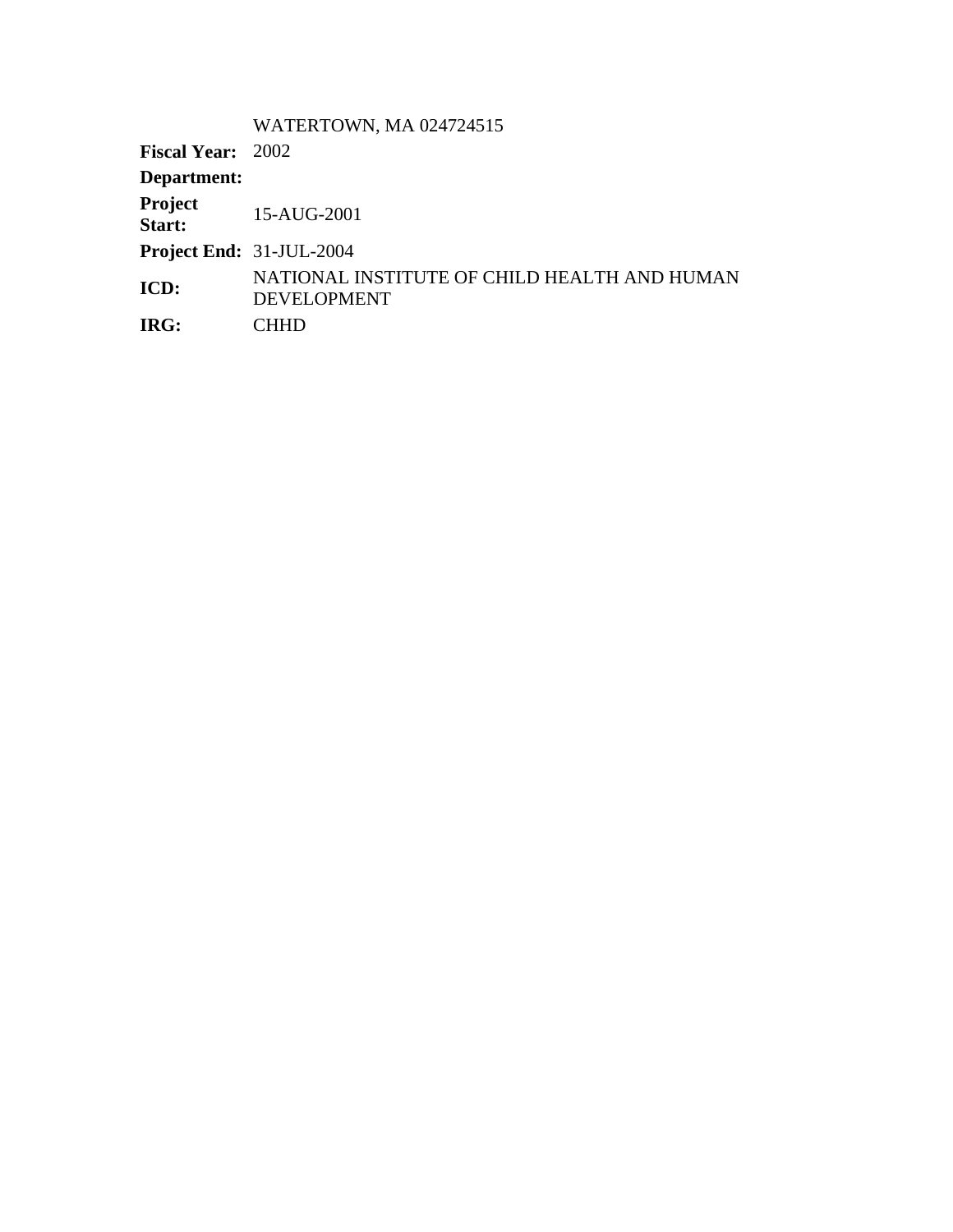| | |
|---|---|
| | WATERTOWN, MA 024724515 |
| **Fiscal Year:** | 2002 |
| **Department:** | |
| **Project Start:** | 15-AUG-2001 |
| **Project End:** | 31-JUL-2004 |
| **ICD:** | NATIONAL INSTITUTE OF CHILD HEALTH AND HUMAN DEVELOPMENT |
| **IRG:** | CHHD |